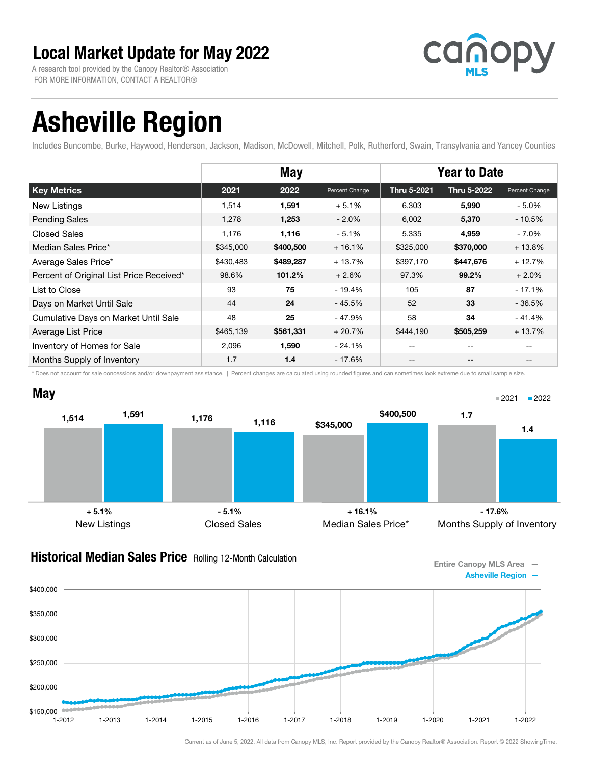# Local Market Update for May 2022

A research tool provided by the Canopy Realtor® Association
FOR MORE INFORMATION, CONTACT A REALTOR®

canopy MLS

# Asheville Region

Includes Buncombe, Burke, Haywood, Henderson, Jackson, Madison, McDowell, Mitchell, Polk, Rutherford, Swain, Transylvania and Yancey Counties

| | May | | | Year to Date | | |
|---|---|---|---|---|---|---|
| **Key Metrics** | **2021** | **2022** | **Percent Change** | **Thru 5-2021** | **Thru 5-2022** | **Percent Change** |
| New Listings | 1,514 | **1,591** | + 5.1% | 6,303 | **5,990** | - 5.0% |
| Pending Sales | 1,278 | **1,253** | - 2.0% | 6,002 | **5,370** | - 10.5% |
| Closed Sales | 1,176 | **1,116** | - 5.1% | 5,335 | **4,959** | - 7.0% |
| Median Sales Price* | $345,000 | **$400,500** | + 16.1% | $325,000 | **$370,000** | + 13.8% |
| Average Sales Price* | $430,483 | **$489,287** | + 13.7% | $397,170 | **$447,676** | + 12.7% |
| Percent of Original List Price Received* | 98.6% | **101.2%** | + 2.6% | 97.3% | **99.2%** | + 2.0% |
| List to Close | 93 | **75** | - 19.4% | 105 | **87** | - 17.1% |
| Days on Market Until Sale | 44 | **24** | - 45.5% | 52 | **33** | - 36.5% |
| Cumulative Days on Market Until Sale | 48 | **25** | - 47.9% | 58 | **34** | - 41.4% |
| Average List Price | $465,139 | **$561,331** | + 20.7% | $444,190 | **$505,259** | + 13.7% |
| Inventory of Homes for Sale | 2,096 | **1,590** | - 24.1% | -- | -- | -- |
| Months Supply of Inventory | 1.7 | **1.4** | - 17.6% | -- | -- | -- |

\* Does not account for sale concessions and/or downpayment assistance. | Percent changes are calculated using rounded figures and can sometimes look extreme due to small sample size.

## May

| | 2021 | 2022 | Change |
|---|---|---|---|
| New Listings | 1,514 | 1,591 | + 5.1% |
| Closed Sales | 1,176 | 1,116 | - 5.1% |
| Median Sales Price* | $345,000 | $400,500 | + 16.1% |
| Months Supply of Inventory | 1.7 | 1.4 | - 17.6% |

## Historical Median Sales Price Rolling 12-Month Calculation

Entire Canopy MLS Area —
Asheville Region —

Current as of June 5, 2022. All data from Canopy MLS, Inc. Report provided by the Canopy Realtor® Association. Report © 2022 ShowingTime.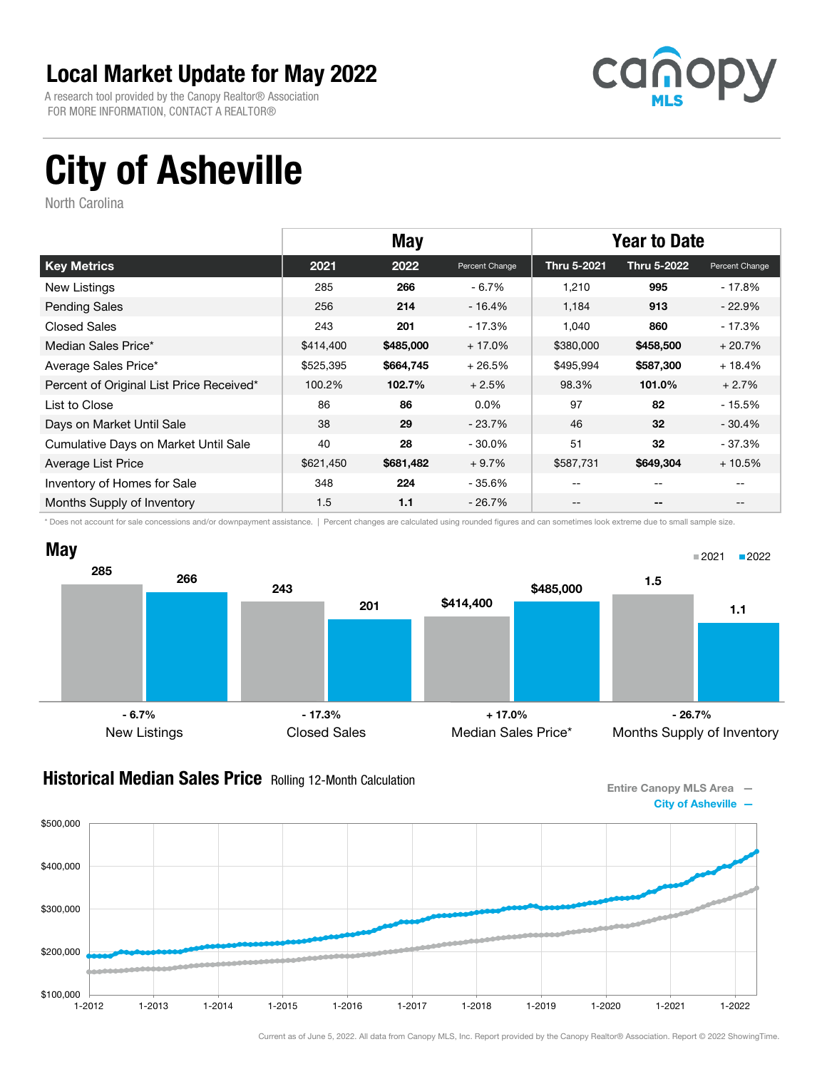# Local Market Update for May 2022

A research tool provided by the Canopy Realtor® Association
FOR MORE INFORMATION, CONTACT A REALTOR®

# City of Asheville

North Carolina

| | May | | | Year to Date | | |
|---|---|---|---|---|---|---|
| **Key Metrics** | **2021** | **2022** | Percent Change | **Thru 5-2021** | **Thru 5-2022** | Percent Change |
| New Listings | 285 | **266** | - 6.7% | 1,210 | **995** | - 17.8% |
| Pending Sales | 256 | **214** | - 16.4% | 1,184 | **913** | - 22.9% |
| Closed Sales | 243 | **201** | - 17.3% | 1,040 | **860** | - 17.3% |
| Median Sales Price* | $414,400 | **$485,000** | + 17.0% | $380,000 | **$458,500** | + 20.7% |
| Average Sales Price* | $525,395 | **$664,745** | + 26.5% | $495,994 | **$587,300** | + 18.4% |
| Percent of Original List Price Received* | 100.2% | **102.7%** | + 2.5% | 98.3% | **101.0%** | + 2.7% |
| List to Close | 86 | **86** | 0.0% | 97 | **82** | - 15.5% |
| Days on Market Until Sale | 38 | **29** | - 23.7% | 46 | **32** | - 30.4% |
| Cumulative Days on Market Until Sale | 40 | **28** | - 30.0% | 51 | **32** | - 37.3% |
| Average List Price | $621,450 | **$681,482** | + 9.7% | $587,731 | **$649,304** | + 10.5% |
| Inventory of Homes for Sale | 348 | **224** | - 35.6% | -- | -- | -- |
| Months Supply of Inventory | 1.5 | **1.1** | - 26.7% | -- | -- | -- |

\* Does not account for sale concessions and/or downpayment assistance. | Percent changes are calculated using rounded figures and can sometimes look extreme due to small sample size.

## May

| | 2021 | 2022 | Change |
|---|---|---|---|
| New Listings | 285 | 266 | - 6.7% |
| Closed Sales | 243 | 201 | - 17.3% |
| Median Sales Price* | $414,400 | $485,000 | + 17.0% |
| Months Supply of Inventory | 1.5 | 1.1 | - 26.7% |

## Historical Median Sales Price Rolling 12-Month Calculation

Entire Canopy MLS Area —
City of Asheville —

Current as of June 5, 2022. All data from Canopy MLS, Inc. Report provided by the Canopy Realtor® Association. Report © 2022 ShowingTime.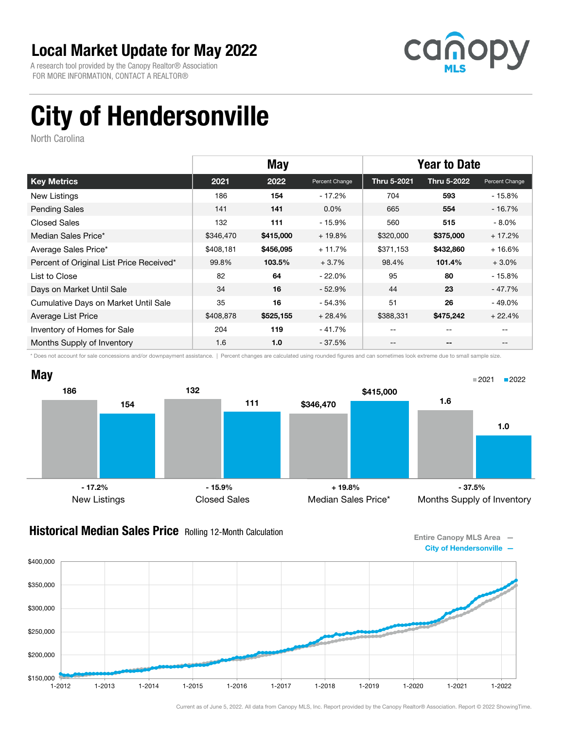# Local Market Update for May 2022

A research tool provided by the Canopy Realtor® Association
FOR MORE INFORMATION, CONTACT A REALTOR®

# City of Hendersonville

North Carolina

| | May | | | Year to Date | | |
|---|---|---|---|---|---|---|
| **Key Metrics** | **2021** | **2022** | **Percent Change** | **Thru 5-2021** | **Thru 5-2022** | **Percent Change** |
| New Listings | 186 | **154** | - 17.2% | 704 | **593** | - 15.8% |
| Pending Sales | 141 | **141** | 0.0% | 665 | **554** | - 16.7% |
| Closed Sales | 132 | **111** | - 15.9% | 560 | **515** | - 8.0% |
| Median Sales Price* | $346,470 | **$415,000** | + 19.8% | $320,000 | **$375,000** | + 17.2% |
| Average Sales Price* | $408,181 | **$456,095** | + 11.7% | $371,153 | **$432,860** | + 16.6% |
| Percent of Original List Price Received* | 99.8% | **103.5%** | + 3.7% | 98.4% | **101.4%** | + 3.0% |
| List to Close | 82 | **64** | - 22.0% | 95 | **80** | - 15.8% |
| Days on Market Until Sale | 34 | **16** | - 52.9% | 44 | **23** | - 47.7% |
| Cumulative Days on Market Until Sale | 35 | **16** | - 54.3% | 51 | **26** | - 49.0% |
| Average List Price | $408,878 | **$525,155** | + 28.4% | $388,331 | **$475,242** | + 22.4% |
| Inventory of Homes for Sale | 204 | **119** | - 41.7% | -- | -- | -- |
| Months Supply of Inventory | 1.6 | **1.0** | - 37.5% | -- | -- | -- |

\* Does not account for sale concessions and/or downpayment assistance. | Percent changes are calculated using rounded figures and can sometimes look extreme due to small sample size.

## May

| | 2021 | 2022 | Change |
|---|---|---|---|
| New Listings | 186 | 154 | - 17.2% |
| Closed Sales | 132 | 111 | - 15.9% |
| Median Sales Price* | $346,470 | $415,000 | + 19.8% |
| Months Supply of Inventory | 1.6 | 1.0 | - 37.5% |

## Historical Median Sales Price Rolling 12-Month Calculation

Entire Canopy MLS Area —
City of Hendersonville —

Current as of June 5, 2022. All data from Canopy MLS, Inc. Report provided by the Canopy Realtor® Association. Report © 2022 ShowingTime.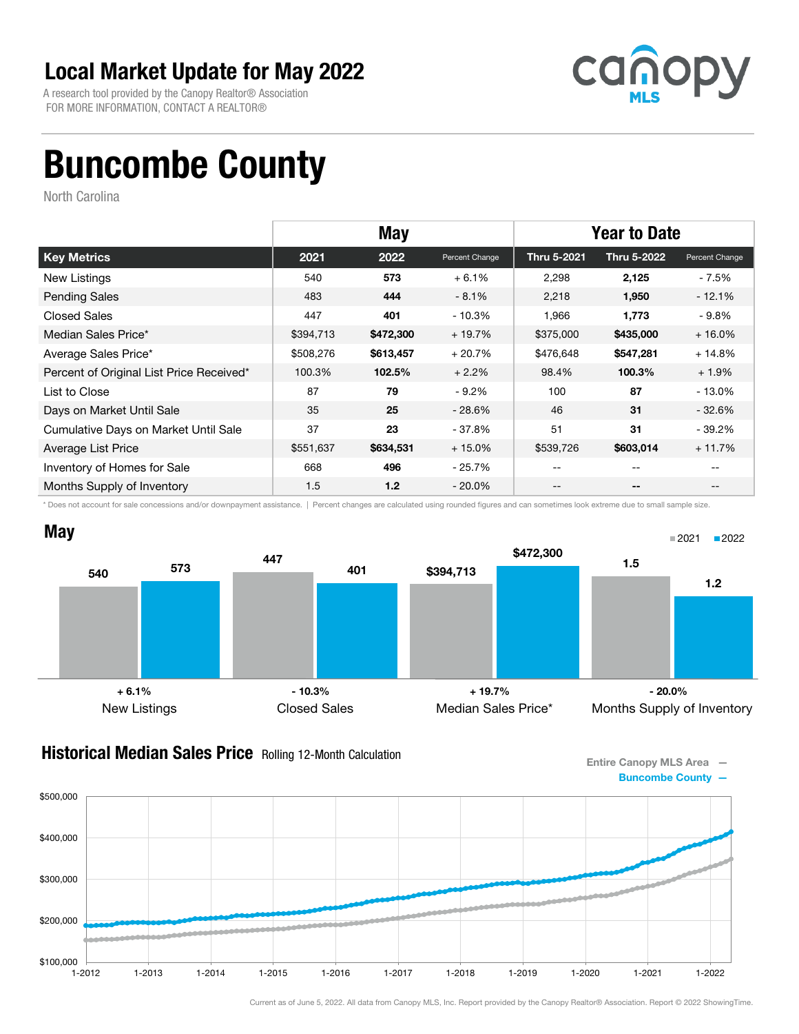# Local Market Update for May 2022

A research tool provided by the Canopy Realtor® Association
FOR MORE INFORMATION, CONTACT A REALTOR®

canopy MLS

# Buncombe County

North Carolina

| | May | | | Year to Date | | |
|---|---|---|---|---|---|---|
| **Key Metrics** | **2021** | **2022** | **Percent Change** | **Thru 5-2021** | **Thru 5-2022** | **Percent Change** |
| New Listings | 540 | **573** | + 6.1% | 2,298 | **2,125** | - 7.5% |
| Pending Sales | 483 | **444** | - 8.1% | 2,218 | **1,950** | - 12.1% |
| Closed Sales | 447 | **401** | - 10.3% | 1,966 | **1,773** | - 9.8% |
| Median Sales Price* | $394,713 | **$472,300** | + 19.7% | $375,000 | **$435,000** | + 16.0% |
| Average Sales Price* | $508,276 | **$613,457** | + 20.7% | $476,648 | **$547,281** | + 14.8% |
| Percent of Original List Price Received* | 100.3% | **102.5%** | + 2.2% | 98.4% | **100.3%** | + 1.9% |
| List to Close | 87 | **79** | - 9.2% | 100 | **87** | - 13.0% |
| Days on Market Until Sale | 35 | **25** | - 28.6% | 46 | **31** | - 32.6% |
| Cumulative Days on Market Until Sale | 37 | **23** | - 37.8% | 51 | **31** | - 39.2% |
| Average List Price | $551,637 | **$634,531** | + 15.0% | $539,726 | **$603,014** | + 11.7% |
| Inventory of Homes for Sale | 668 | **496** | - 25.7% | -- | -- | -- |
| Months Supply of Inventory | 1.5 | **1.2** | - 20.0% | -- | -- | -- |

\* Does not account for sale concessions and/or downpayment assistance. | Percent changes are calculated using rounded figures and can sometimes look extreme due to small sample size.

## May

| | 2021 | 2022 | Change |
|---|---|---|---|
| New Listings | 540 | 573 | + 6.1% |
| Closed Sales | 447 | 401 | - 10.3% |
| Median Sales Price* | $394,713 | $472,300 | + 19.7% |
| Months Supply of Inventory | 1.5 | 1.2 | - 20.0% |

## Historical Median Sales Price Rolling 12-Month Calculation

Entire Canopy MLS Area —
Buncombe County —

Current as of June 5, 2022. All data from Canopy MLS, Inc. Report provided by the Canopy Realtor® Association. Report © 2022 ShowingTime.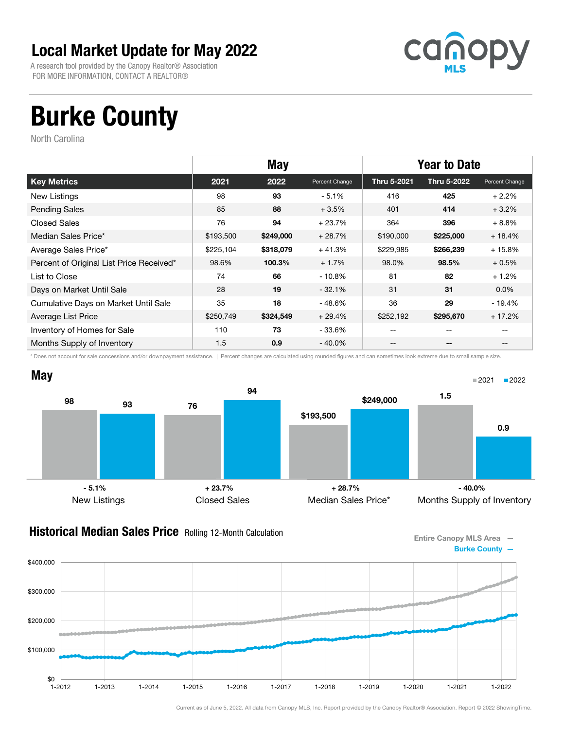# Local Market Update for May 2022

A research tool provided by the Canopy Realtor® Association
FOR MORE INFORMATION, CONTACT A REALTOR®

# Burke County

North Carolina

| | May | | | Year to Date | | |
|---|---|---|---|---|---|---|
| **Key Metrics** | **2021** | **2022** | **Percent Change** | **Thru 5-2021** | **Thru 5-2022** | **Percent Change** |
| New Listings | 98 | **93** | - 5.1% | 416 | **425** | + 2.2% |
| Pending Sales | 85 | **88** | + 3.5% | 401 | **414** | + 3.2% |
| Closed Sales | 76 | **94** | + 23.7% | 364 | **396** | + 8.8% |
| Median Sales Price* | $193,500 | **$249,000** | + 28.7% | $190,000 | **$225,000** | + 18.4% |
| Average Sales Price* | $225,104 | **$318,079** | + 41.3% | $229,985 | **$266,239** | + 15.8% |
| Percent of Original List Price Received* | 98.6% | **100.3%** | + 1.7% | 98.0% | **98.5%** | + 0.5% |
| List to Close | 74 | **66** | - 10.8% | 81 | **82** | + 1.2% |
| Days on Market Until Sale | 28 | **19** | - 32.1% | 31 | **31** | 0.0% |
| Cumulative Days on Market Until Sale | 35 | **18** | - 48.6% | 36 | **29** | - 19.4% |
| Average List Price | $250,749 | **$324,549** | + 29.4% | $252,192 | **$295,670** | + 17.2% |
| Inventory of Homes for Sale | 110 | **73** | - 33.6% | -- | -- | -- |
| Months Supply of Inventory | 1.5 | **0.9** | - 40.0% | -- | -- | -- |

\* Does not account for sale concessions and/or downpayment assistance. | Percent changes are calculated using rounded figures and can sometimes look extreme due to small sample size.

## May

| | 2021 | 2022 | Change |
|---|---|---|---|
| New Listings | 98 | 93 | - 5.1% |
| Closed Sales | 76 | 94 | + 23.7% |
| Median Sales Price* | $193,500 | $249,000 | + 28.7% |
| Months Supply of Inventory | 1.5 | 0.9 | - 40.0% |

## Historical Median Sales Price Rolling 12-Month Calculation

Entire Canopy MLS Area —
Burke County —

Current as of June 5, 2022. All data from Canopy MLS, Inc. Report provided by the Canopy Realtor® Association. Report © 2022 ShowingTime.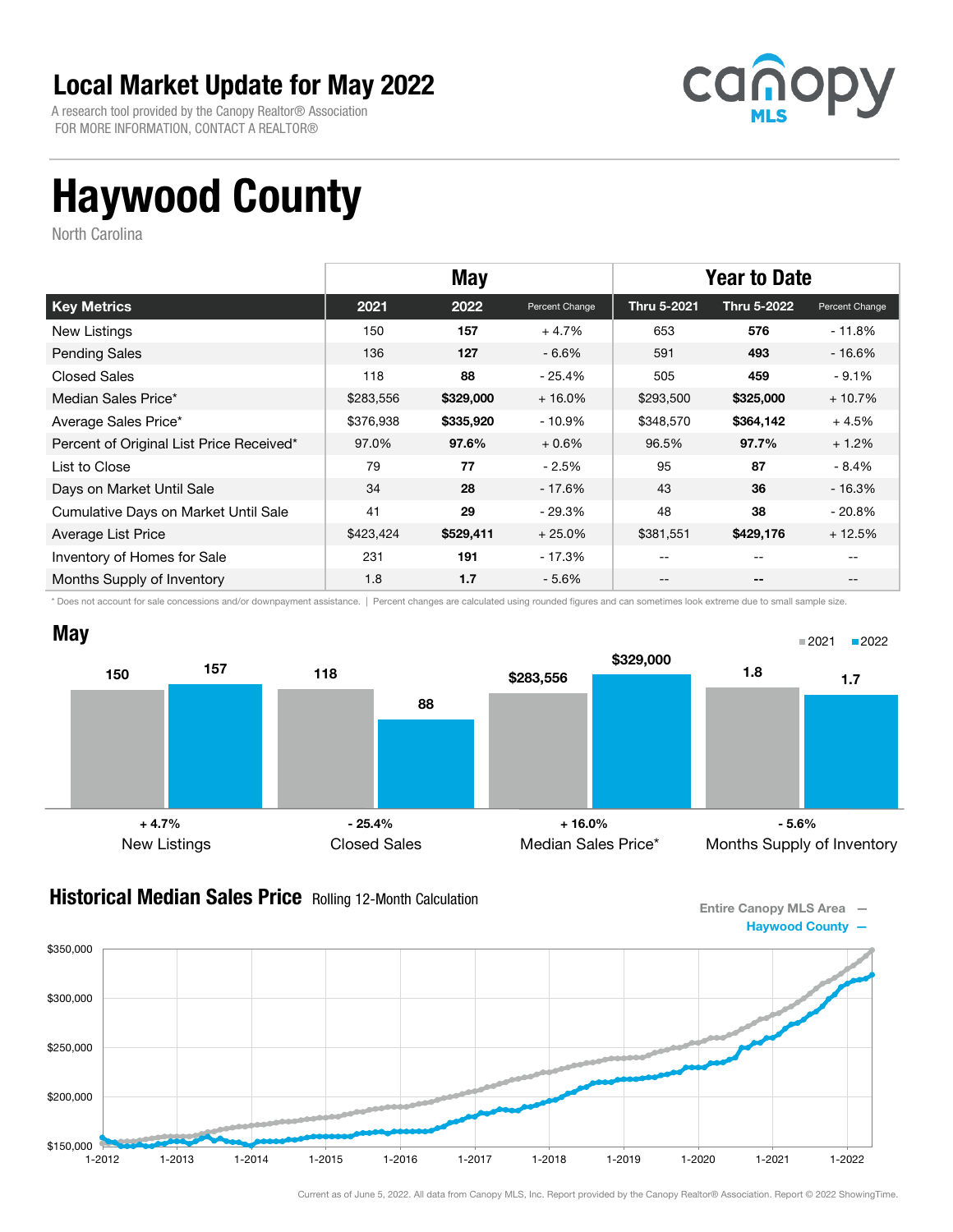# Local Market Update for May 2022

A research tool provided by the Canopy Realtor® Association
FOR MORE INFORMATION, CONTACT A REALTOR®

# Haywood County

North Carolina

| | May | | | Year to Date | | |
|---|---|---|---|---|---|---|
| **Key Metrics** | **2021** | **2022** | **Percent Change** | **Thru 5-2021** | **Thru 5-2022** | **Percent Change** |
| New Listings | 150 | **157** | + 4.7% | 653 | **576** | - 11.8% |
| Pending Sales | 136 | **127** | - 6.6% | 591 | **493** | - 16.6% |
| Closed Sales | 118 | **88** | - 25.4% | 505 | **459** | - 9.1% |
| Median Sales Price* | $283,556 | **$329,000** | + 16.0% | $293,500 | **$325,000** | + 10.7% |
| Average Sales Price* | $376,938 | **$335,920** | - 10.9% | $348,570 | **$364,142** | + 4.5% |
| Percent of Original List Price Received* | 97.0% | **97.6%** | + 0.6% | 96.5% | **97.7%** | + 1.2% |
| List to Close | 79 | **77** | - 2.5% | 95 | **87** | - 8.4% |
| Days on Market Until Sale | 34 | **28** | - 17.6% | 43 | **36** | - 16.3% |
| Cumulative Days on Market Until Sale | 41 | **29** | - 29.3% | 48 | **38** | - 20.8% |
| Average List Price | $423,424 | **$529,411** | + 25.0% | $381,551 | **$429,176** | + 12.5% |
| Inventory of Homes for Sale | 231 | **191** | - 17.3% | -- | -- | -- |
| Months Supply of Inventory | 1.8 | **1.7** | - 5.6% | -- | -- | -- |

\* Does not account for sale concessions and/or downpayment assistance. | Percent changes are calculated using rounded figures and can sometimes look extreme due to small sample size.

## May

| | 2021 | 2022 | Change |
|---|---|---|---|
| New Listings | 150 | 157 | + 4.7% |
| Closed Sales | 118 | 88 | - 25.4% |
| Median Sales Price* | $283,556 | $329,000 | + 16.0% |
| Months Supply of Inventory | 1.8 | 1.7 | - 5.6% |

## Historical Median Sales Price Rolling 12-Month Calculation

Entire Canopy MLS Area —
Haywood County —

Current as of June 5, 2022. All data from Canopy MLS, Inc. Report provided by the Canopy Realtor® Association. Report © 2022 ShowingTime.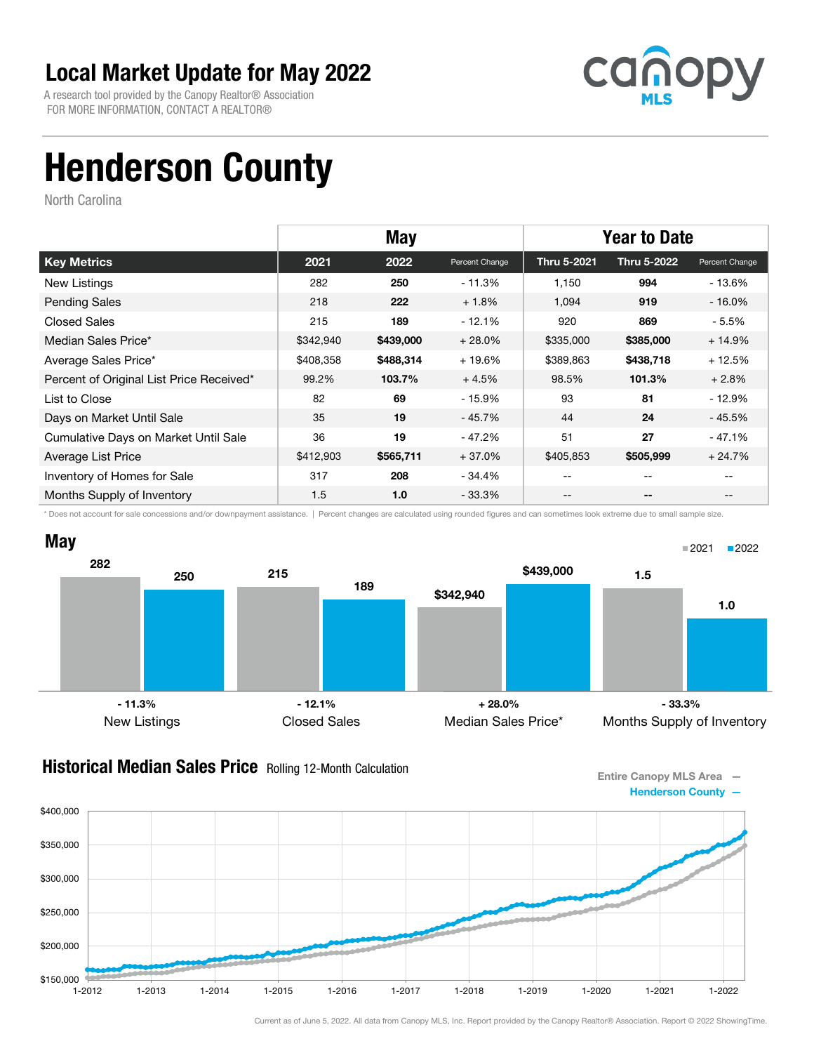# Local Market Update for May 2022

A research tool provided by the Canopy Realtor® Association
FOR MORE INFORMATION, CONTACT A REALTOR®

canopy MLS

# Henderson County

North Carolina

| | May | | | Year to Date | | |
|---|---|---|---|---|---|---|
| **Key Metrics** | **2021** | **2022** | **Percent Change** | **Thru 5-2021** | **Thru 5-2022** | **Percent Change** |
| New Listings | 282 | **250** | - 11.3% | 1,150 | **994** | - 13.6% |
| Pending Sales | 218 | **222** | + 1.8% | 1,094 | **919** | - 16.0% |
| Closed Sales | 215 | **189** | - 12.1% | 920 | **869** | - 5.5% |
| Median Sales Price* | $342,940 | **$439,000** | + 28.0% | $335,000 | **$385,000** | + 14.9% |
| Average Sales Price* | $408,358 | **$488,314** | + 19.6% | $389,863 | **$438,718** | + 12.5% |
| Percent of Original List Price Received* | 99.2% | **103.7%** | + 4.5% | 98.5% | **101.3%** | + 2.8% |
| List to Close | 82 | **69** | - 15.9% | 93 | **81** | - 12.9% |
| Days on Market Until Sale | 35 | **19** | - 45.7% | 44 | **24** | - 45.5% |
| Cumulative Days on Market Until Sale | 36 | **19** | - 47.2% | 51 | **27** | - 47.1% |
| Average List Price | $412,903 | **$565,711** | + 37.0% | $405,853 | **$505,999** | + 24.7% |
| Inventory of Homes for Sale | 317 | **208** | - 34.4% | -- | -- | -- |
| Months Supply of Inventory | 1.5 | **1.0** | - 33.3% | -- | -- | -- |

\* Does not account for sale concessions and/or downpayment assistance. | Percent changes are calculated using rounded figures and can sometimes look extreme due to small sample size.

## May

■2021 ■2022

| | 2021 | 2022 | Change |
|---|---|---|---|
| New Listings | 282 | 250 | - 11.3% |
| Closed Sales | 215 | 189 | - 12.1% |
| Median Sales Price* | $342,940 | $439,000 | + 28.0% |
| Months Supply of Inventory | 1.5 | 1.0 | - 33.3% |

## Historical Median Sales Price Rolling 12-Month Calculation

Entire Canopy MLS Area —
Henderson County —

$400,000, $350,000, $300,000, $250,000, $200,000, $150,000

1-2012, 1-2013, 1-2014, 1-2015, 1-2016, 1-2017, 1-2018, 1-2019, 1-2020, 1-2021, 1-2022

Current as of June 5, 2022. All data from Canopy MLS, Inc. Report provided by the Canopy Realtor® Association. Report © 2022 ShowingTime.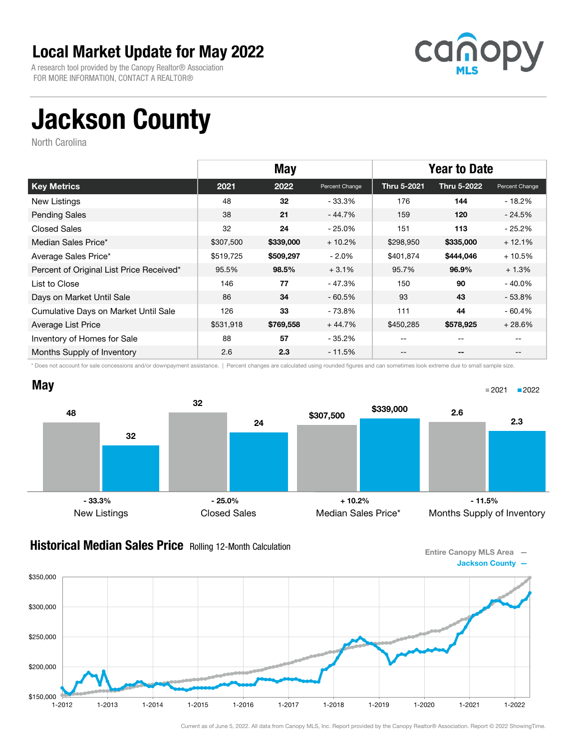# Local Market Update for May 2022

A research tool provided by the Canopy Realtor® Association
FOR MORE INFORMATION, CONTACT A REALTOR®

canopy MLS

# Jackson County

North Carolina

| | May | | | Year to Date | | |
|---|---|---|---|---|---|---|
| **Key Metrics** | **2021** | **2022** | **Percent Change** | **Thru 5-2021** | **Thru 5-2022** | **Percent Change** |
| New Listings | 48 | **32** | - 33.3% | 176 | **144** | - 18.2% |
| Pending Sales | 38 | **21** | - 44.7% | 159 | **120** | - 24.5% |
| Closed Sales | 32 | **24** | - 25.0% | 151 | **113** | - 25.2% |
| Median Sales Price* | $307,500 | **$339,000** | + 10.2% | $298,950 | **$335,000** | + 12.1% |
| Average Sales Price* | $519,725 | **$509,297** | - 2.0% | $401,874 | **$444,046** | + 10.5% |
| Percent of Original List Price Received* | 95.5% | **98.5%** | + 3.1% | 95.7% | **96.9%** | + 1.3% |
| List to Close | 146 | **77** | - 47.3% | 150 | **90** | - 40.0% |
| Days on Market Until Sale | 86 | **34** | - 60.5% | 93 | **43** | - 53.8% |
| Cumulative Days on Market Until Sale | 126 | **33** | - 73.8% | 111 | **44** | - 60.4% |
| Average List Price | $531,918 | **$769,558** | + 44.7% | $450,285 | **$578,925** | + 28.6% |
| Inventory of Homes for Sale | 88 | **57** | - 35.2% | -- | -- | -- |
| Months Supply of Inventory | 2.6 | **2.3** | - 11.5% | -- | -- | -- |

\* Does not account for sale concessions and/or downpayment assistance. | Percent changes are calculated using rounded figures and can sometimes look extreme due to small sample size.

## May

| | 2021 | 2022 | Change |
|---|---|---|---|
| New Listings | 48 | 32 | - 33.3% |
| Closed Sales | 32 | 24 | - 25.0% |
| Median Sales Price* | $307,500 | $339,000 | + 10.2% |
| Months Supply of Inventory | 2.6 | 2.3 | - 11.5% |

## Historical Median Sales Price Rolling 12-Month Calculation

Entire Canopy MLS Area —
Jackson County —

Current as of June 5, 2022. All data from Canopy MLS, Inc. Report provided by the Canopy Realtor® Association. Report © 2022 ShowingTime.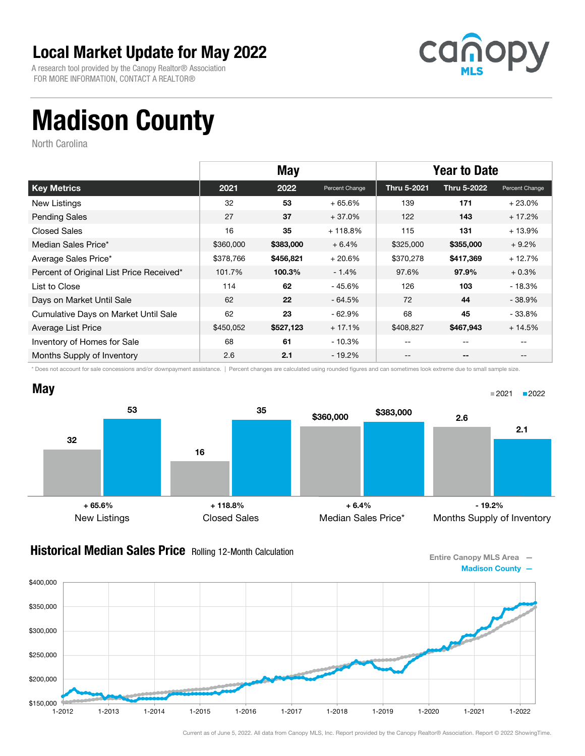# Local Market Update for May 2022

A research tool provided by the Canopy Realtor® Association
FOR MORE INFORMATION, CONTACT A REALTOR®

# Madison County

North Carolina

| Key Metrics | May 2021 | May 2022 | Percent Change | Year to Date Thru 5-2021 | Year to Date Thru 5-2022 | Percent Change |
|---|---|---|---|---|---|---|
| New Listings | 32 | **53** | + 65.6% | 139 | **171** | + 23.0% |
| Pending Sales | 27 | **37** | + 37.0% | 122 | **143** | + 17.2% |
| Closed Sales | 16 | **35** | + 118.8% | 115 | **131** | + 13.9% |
| Median Sales Price* | $360,000 | **$383,000** | + 6.4% | $325,000 | **$355,000** | + 9.2% |
| Average Sales Price* | $378,766 | **$456,821** | + 20.6% | $370,278 | **$417,369** | + 12.7% |
| Percent of Original List Price Received* | 101.7% | **100.3%** | - 1.4% | 97.6% | **97.9%** | + 0.3% |
| List to Close | 114 | **62** | - 45.6% | 126 | **103** | - 18.3% |
| Days on Market Until Sale | 62 | **22** | - 64.5% | 72 | **44** | - 38.9% |
| Cumulative Days on Market Until Sale | 62 | **23** | - 62.9% | 68 | **45** | - 33.8% |
| Average List Price | $450,052 | **$527,123** | + 17.1% | $408,827 | **$467,943** | + 14.5% |
| Inventory of Homes for Sale | 68 | **61** | - 10.3% | -- | -- | -- |
| Months Supply of Inventory | 2.6 | **2.1** | - 19.2% | -- | -- | -- |

* Does not account for sale concessions and/or downpayment assistance. | Percent changes are calculated using rounded figures and can sometimes look extreme due to small sample size.

## May

| | 2021 | 2022 | Change |
|---|---|---|---|
| New Listings | 32 | 53 | + 65.6% |
| Closed Sales | 16 | 35 | + 118.8% |
| Median Sales Price* | $360,000 | $383,000 | + 6.4% |
| Months Supply of Inventory | 2.6 | 2.1 | - 19.2% |

## Historical Median Sales Price Rolling 12-Month Calculation

Entire Canopy MLS Area —
Madison County —

Current as of June 5, 2022. All data from Canopy MLS, Inc. Report provided by the Canopy Realtor® Association. Report © 2022 ShowingTime.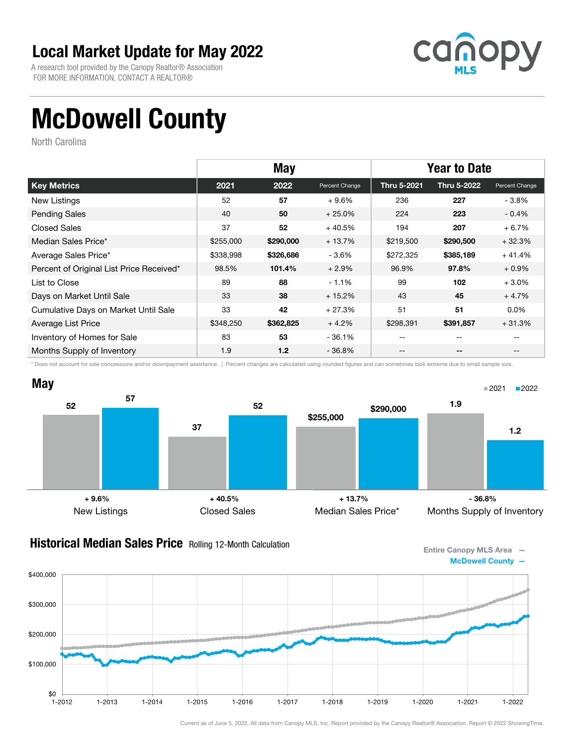# Local Market Update for May 2022

A research tool provided by the Canopy Realtor® Association
FOR MORE INFORMATION, CONTACT A REALTOR®

canopy MLS

# McDowell County

North Carolina

| | May | | | Year to Date | | |
|---|---|---|---|---|---|---|
| **Key Metrics** | **2021** | **2022** | **Percent Change** | **Thru 5-2021** | **Thru 5-2022** | **Percent Change** |
| New Listings | 52 | **57** | + 9.6% | 236 | **227** | - 3.8% |
| Pending Sales | 40 | **50** | + 25.0% | 224 | **223** | - 0.4% |
| Closed Sales | 37 | **52** | + 40.5% | 194 | **207** | + 6.7% |
| Median Sales Price* | $255,000 | **$290,000** | + 13.7% | $219,500 | **$290,500** | + 32.3% |
| Average Sales Price* | $338,998 | **$326,686** | - 3.6% | $272,325 | **$385,189** | + 41.4% |
| Percent of Original List Price Received* | 98.5% | **101.4%** | + 2.9% | 96.9% | **97.8%** | + 0.9% |
| List to Close | 89 | **88** | - 1.1% | 99 | **102** | + 3.0% |
| Days on Market Until Sale | 33 | **38** | + 15.2% | 43 | **45** | + 4.7% |
| Cumulative Days on Market Until Sale | 33 | **42** | + 27.3% | 51 | **51** | 0.0% |
| Average List Price | $348,250 | **$362,825** | + 4.2% | $298,391 | **$391,857** | + 31.3% |
| Inventory of Homes for Sale | 83 | **53** | - 36.1% | -- | -- | -- |
| Months Supply of Inventory | 1.9 | **1.2** | - 36.8% | -- | -- | -- |

\* Does not account for sale concessions and/or downpayment assistance. | Percent changes are calculated using rounded figures and can sometimes look extreme due to small sample size.

## May

| | 2021 | 2022 | Change |
|---|---|---|---|
| New Listings | 52 | 57 | + 9.6% |
| Closed Sales | 37 | 52 | + 40.5% |
| Median Sales Price* | $255,000 | $290,000 | + 13.7% |
| Months Supply of Inventory | 1.9 | 1.2 | - 36.8% |

## Historical Median Sales Price Rolling 12-Month Calculation

Entire Canopy MLS Area —
McDowell County —

Current as of June 5, 2022. All data from Canopy MLS, Inc. Report provided by the Canopy Realtor® Association. Report © 2022 ShowingTime.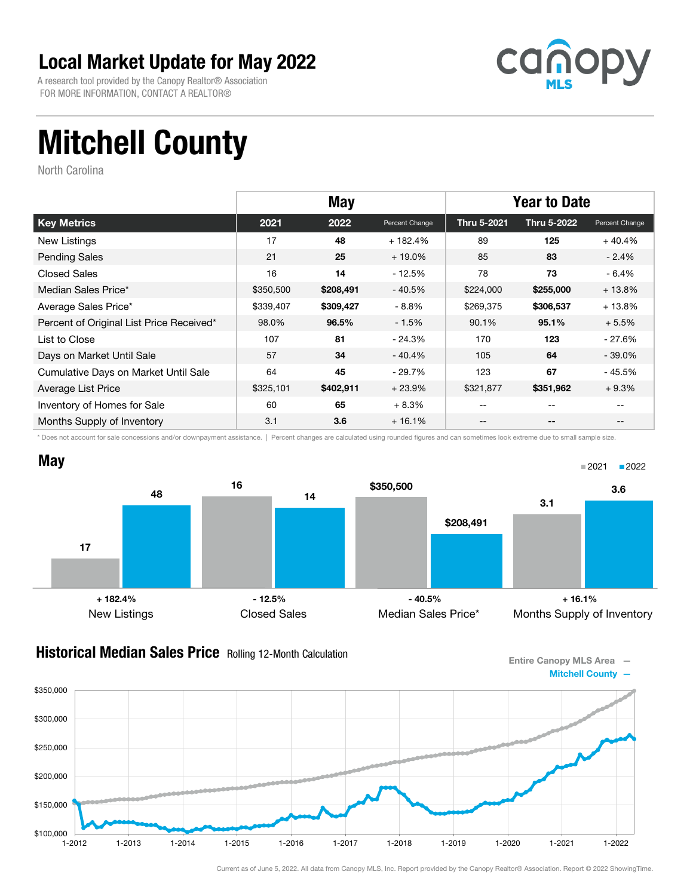# Local Market Update for May 2022

A research tool provided by the Canopy Realtor® Association
FOR MORE INFORMATION, CONTACT A REALTOR®

canopy MLS

# Mitchell County

North Carolina

| | May | | | Year to Date | | |
|---|---|---|---|---|---|---|
| **Key Metrics** | **2021** | **2022** | **Percent Change** | **Thru 5-2021** | **Thru 5-2022** | **Percent Change** |
| New Listings | 17 | **48** | + 182.4% | 89 | **125** | + 40.4% |
| Pending Sales | 21 | **25** | + 19.0% | 85 | **83** | - 2.4% |
| Closed Sales | 16 | **14** | - 12.5% | 78 | **73** | - 6.4% |
| Median Sales Price* | $350,500 | **$208,491** | - 40.5% | $224,000 | **$255,000** | + 13.8% |
| Average Sales Price* | $339,407 | **$309,427** | - 8.8% | $269,375 | **$306,537** | + 13.8% |
| Percent of Original List Price Received* | 98.0% | **96.5%** | - 1.5% | 90.1% | **95.1%** | + 5.5% |
| List to Close | 107 | **81** | - 24.3% | 170 | **123** | - 27.6% |
| Days on Market Until Sale | 57 | **34** | - 40.4% | 105 | **64** | - 39.0% |
| Cumulative Days on Market Until Sale | 64 | **45** | - 29.7% | 123 | **67** | - 45.5% |
| Average List Price | $325,101 | **$402,911** | + 23.9% | $321,877 | **$351,962** | + 9.3% |
| Inventory of Homes for Sale | 60 | **65** | + 8.3% | -- | -- | -- |
| Months Supply of Inventory | 3.1 | **3.6** | + 16.1% | -- | -- | -- |

\* Does not account for sale concessions and/or downpayment assistance. | Percent changes are calculated using rounded figures and can sometimes look extreme due to small sample size.

## May

| | 2021 | 2022 | Change |
|---|---|---|---|
| New Listings | 17 | 48 | + 182.4% |
| Closed Sales | 16 | 14 | - 12.5% |
| Median Sales Price* | $350,500 | $208,491 | - 40.5% |
| Months Supply of Inventory | 3.1 | 3.6 | + 16.1% |

## Historical Median Sales Price Rolling 12-Month Calculation

Entire Canopy MLS Area —
Mitchell County —

Current as of June 5, 2022. All data from Canopy MLS, Inc. Report provided by the Canopy Realtor® Association. Report © 2022 ShowingTime.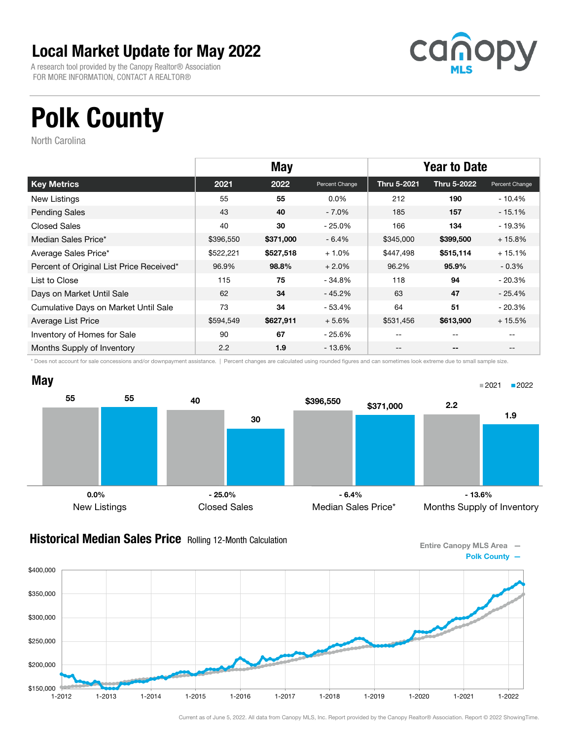# Local Market Update for May 2022

A research tool provided by the Canopy Realtor® Association
FOR MORE INFORMATION, CONTACT A REALTOR®

canopy MLS

# Polk County

North Carolina

| | May | | | Year to Date | | |
|---|---|---|---|---|---|---|
| **Key Metrics** | **2021** | **2022** | **Percent Change** | **Thru 5-2021** | **Thru 5-2022** | **Percent Change** |
| New Listings | 55 | **55** | 0.0% | 212 | **190** | - 10.4% |
| Pending Sales | 43 | **40** | - 7.0% | 185 | **157** | - 15.1% |
| Closed Sales | 40 | **30** | - 25.0% | 166 | **134** | - 19.3% |
| Median Sales Price* | $396,550 | **$371,000** | - 6.4% | $345,000 | **$399,500** | + 15.8% |
| Average Sales Price* | $522,221 | **$527,518** | + 1.0% | $447,498 | **$515,114** | + 15.1% |
| Percent of Original List Price Received* | 96.9% | **98.8%** | + 2.0% | 96.2% | **95.9%** | - 0.3% |
| List to Close | 115 | **75** | - 34.8% | 118 | **94** | - 20.3% |
| Days on Market Until Sale | 62 | **34** | - 45.2% | 63 | **47** | - 25.4% |
| Cumulative Days on Market Until Sale | 73 | **34** | - 53.4% | 64 | **51** | - 20.3% |
| Average List Price | $594,549 | **$627,911** | + 5.6% | $531,456 | **$613,900** | + 15.5% |
| Inventory of Homes for Sale | 90 | **67** | - 25.6% | -- | -- | -- |
| Months Supply of Inventory | 2.2 | **1.9** | - 13.6% | -- | -- | -- |

* Does not account for sale concessions and/or downpayment assistance. | Percent changes are calculated using rounded figures and can sometimes look extreme due to small sample size.

## May

| | 2021 | 2022 | Change |
|---|---|---|---|
| New Listings | 55 | 55 | 0.0% |
| Closed Sales | 40 | 30 | - 25.0% |
| Median Sales Price* | $396,550 | $371,000 | - 6.4% |
| Months Supply of Inventory | 2.2 | 1.9 | - 13.6% |

## Historical Median Sales Price Rolling 12-Month Calculation

Entire Canopy MLS Area —
Polk County —

Current as of June 5, 2022. All data from Canopy MLS, Inc. Report provided by the Canopy Realtor® Association. Report © 2022 ShowingTime.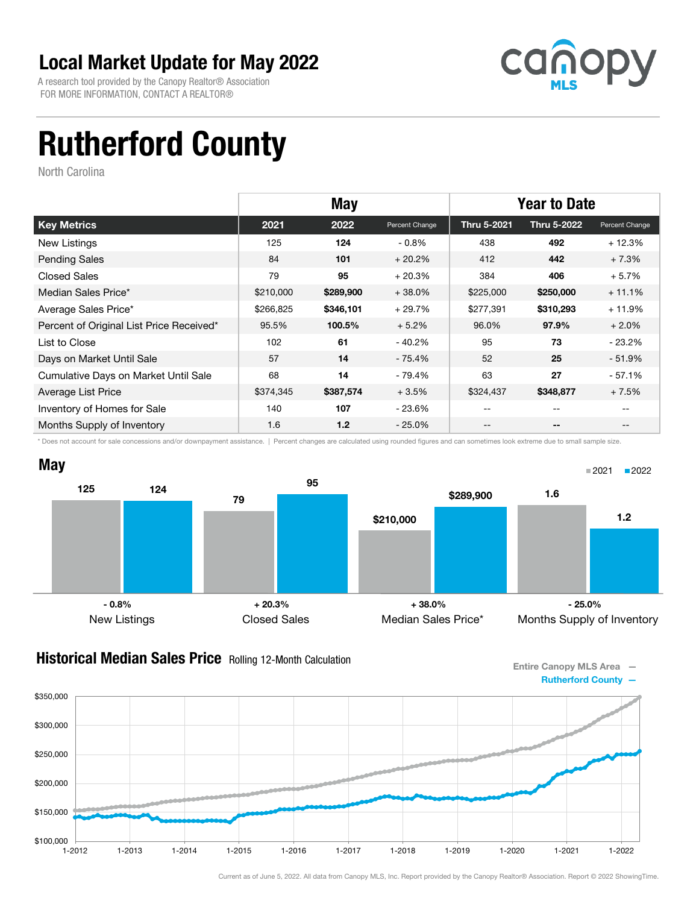# Local Market Update for May 2022

A research tool provided by the Canopy Realtor® Association
FOR MORE INFORMATION, CONTACT A REALTOR®

canopy MLS

# Rutherford County

North Carolina

| | May | | | Year to Date | | |
|---|---|---|---|---|---|---|
| **Key Metrics** | **2021** | **2022** | **Percent Change** | **Thru 5-2021** | **Thru 5-2022** | **Percent Change** |
| New Listings | 125 | **124** | - 0.8% | 438 | **492** | + 12.3% |
| Pending Sales | 84 | **101** | + 20.2% | 412 | **442** | + 7.3% |
| Closed Sales | 79 | **95** | + 20.3% | 384 | **406** | + 5.7% |
| Median Sales Price* | $210,000 | **$289,900** | + 38.0% | $225,000 | **$250,000** | + 11.1% |
| Average Sales Price* | $266,825 | **$346,101** | + 29.7% | $277,391 | **$310,293** | + 11.9% |
| Percent of Original List Price Received* | 95.5% | **100.5%** | + 5.2% | 96.0% | **97.9%** | + 2.0% |
| List to Close | 102 | **61** | - 40.2% | 95 | **73** | - 23.2% |
| Days on Market Until Sale | 57 | **14** | - 75.4% | 52 | **25** | - 51.9% |
| Cumulative Days on Market Until Sale | 68 | **14** | - 79.4% | 63 | **27** | - 57.1% |
| Average List Price | $374,345 | **$387,574** | + 3.5% | $324,437 | **$348,877** | + 7.5% |
| Inventory of Homes for Sale | 140 | **107** | - 23.6% | -- | -- | -- |
| Months Supply of Inventory | 1.6 | **1.2** | - 25.0% | -- | -- | -- |

\* Does not account for sale concessions and/or downpayment assistance. | Percent changes are calculated using rounded figures and can sometimes look extreme due to small sample size.

## May

| | 2021 | 2022 | Change |
|---|---|---|---|
| New Listings | 125 | 124 | - 0.8% |
| Closed Sales | 79 | 95 | + 20.3% |
| Median Sales Price* | $210,000 | $289,900 | + 38.0% |
| Months Supply of Inventory | 1.6 | 1.2 | - 25.0% |

## Historical Median Sales Price Rolling 12-Month Calculation

Entire Canopy MLS Area —
Rutherford County —

Current as of June 5, 2022. All data from Canopy MLS, Inc. Report provided by the Canopy Realtor® Association. Report © 2022 ShowingTime.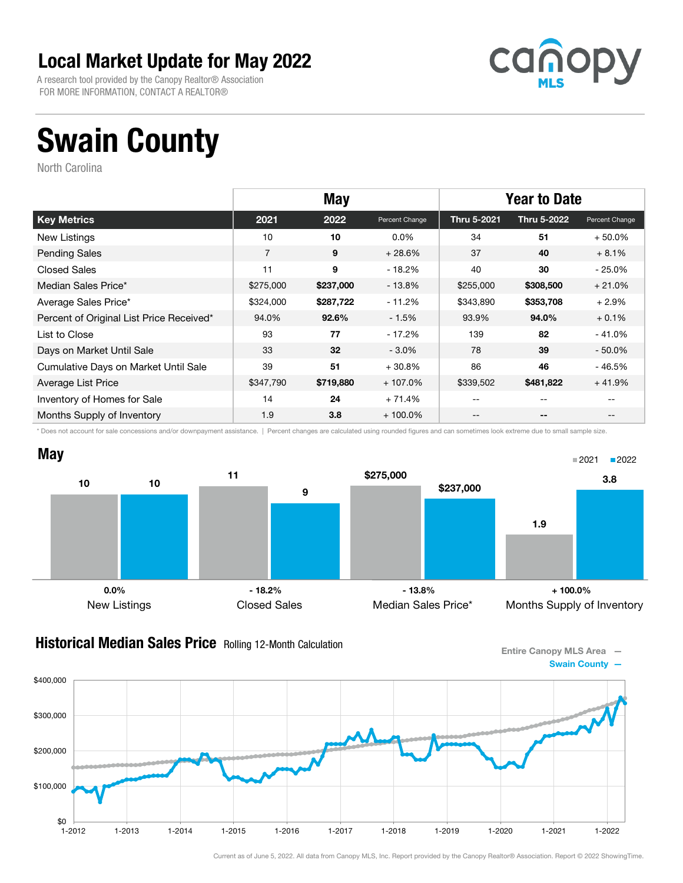# Local Market Update for May 2022

A research tool provided by the Canopy Realtor® Association
FOR MORE INFORMATION, CONTACT A REALTOR®

canopy MLS

# Swain County

North Carolina

| | May | | | Year to Date | | |
|---|---|---|---|---|---|---|
| **Key Metrics** | **2021** | **2022** | **Percent Change** | **Thru 5-2021** | **Thru 5-2022** | **Percent Change** |
| New Listings | 10 | **10** | 0.0% | 34 | **51** | + 50.0% |
| Pending Sales | 7 | **9** | + 28.6% | 37 | **40** | + 8.1% |
| Closed Sales | 11 | **9** | - 18.2% | 40 | **30** | - 25.0% |
| Median Sales Price* | $275,000 | **$237,000** | - 13.8% | $255,000 | **$308,500** | + 21.0% |
| Average Sales Price* | $324,000 | **$287,722** | - 11.2% | $343,890 | **$353,708** | + 2.9% |
| Percent of Original List Price Received* | 94.0% | **92.6%** | - 1.5% | 93.9% | **94.0%** | + 0.1% |
| List to Close | 93 | **77** | - 17.2% | 139 | **82** | - 41.0% |
| Days on Market Until Sale | 33 | **32** | - 3.0% | 78 | **39** | - 50.0% |
| Cumulative Days on Market Until Sale | 39 | **51** | + 30.8% | 86 | **46** | - 46.5% |
| Average List Price | $347,790 | **$719,880** | + 107.0% | $339,502 | **$481,822** | + 41.9% |
| Inventory of Homes for Sale | 14 | **24** | + 71.4% | -- | -- | -- |
| Months Supply of Inventory | 1.9 | **3.8** | + 100.0% | -- | -- | -- |

\* Does not account for sale concessions and/or downpayment assistance. | Percent changes are calculated using rounded figures and can sometimes look extreme due to small sample size.

## May

| | 2021 | 2022 | Change |
|---|---|---|---|
| New Listings | 10 | 10 | 0.0% |
| Closed Sales | 11 | 9 | - 18.2% |
| Median Sales Price* | $275,000 | $237,000 | - 13.8% |
| Months Supply of Inventory | 1.9 | 3.8 | + 100.0% |

## Historical Median Sales Price Rolling 12-Month Calculation

Entire Canopy MLS Area —
Swain County —

Current as of June 5, 2022. All data from Canopy MLS, Inc. Report provided by the Canopy Realtor® Association. Report © 2022 ShowingTime.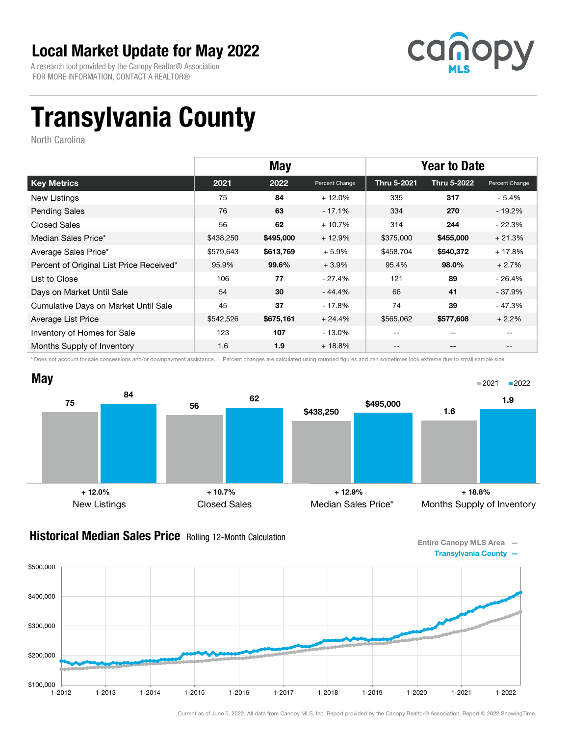# Local Market Update for May 2022

A research tool provided by the Canopy Realtor® Association
FOR MORE INFORMATION, CONTACT A REALTOR®

# Transylvania County

North Carolina

| | May | | | Year to Date | | |
|---|---|---|---|---|---|---|
| **Key Metrics** | **2021** | **2022** | **Percent Change** | **Thru 5-2021** | **Thru 5-2022** | **Percent Change** |
| New Listings | 75 | **84** | + 12.0% | 335 | **317** | - 5.4% |
| Pending Sales | 76 | **63** | - 17.1% | 334 | **270** | - 19.2% |
| Closed Sales | 56 | **62** | + 10.7% | 314 | **244** | - 22.3% |
| Median Sales Price* | $438,250 | **$495,000** | + 12.9% | $375,000 | **$455,000** | + 21.3% |
| Average Sales Price* | $579,643 | **$613,769** | + 5.9% | $458,704 | **$540,372** | + 17.8% |
| Percent of Original List Price Received* | 95.9% | **99.6%** | + 3.9% | 95.4% | **98.0%** | + 2.7% |
| List to Close | 106 | **77** | - 27.4% | 121 | **89** | - 26.4% |
| Days on Market Until Sale | 54 | **30** | - 44.4% | 66 | **41** | - 37.9% |
| Cumulative Days on Market Until Sale | 45 | **37** | - 17.8% | 74 | **39** | - 47.3% |
| Average List Price | $542,526 | **$675,161** | + 24.4% | $565,062 | **$577,608** | + 2.2% |
| Inventory of Homes for Sale | 123 | **107** | - 13.0% | -- | -- | -- |
| Months Supply of Inventory | 1.6 | **1.9** | + 18.8% | -- | -- | -- |

\* Does not account for sale concessions and/or downpayment assistance. | Percent changes are calculated using rounded figures and can sometimes look extreme due to small sample size.

## May

| | 2021 | 2022 | Change |
|---|---|---|---|
| New Listings | 75 | 84 | + 12.0% |
| Closed Sales | 56 | 62 | + 10.7% |
| Median Sales Price* | $438,250 | $495,000 | + 12.9% |
| Months Supply of Inventory | 1.6 | 1.9 | + 18.8% |

## Historical Median Sales Price Rolling 12-Month Calculation

Entire Canopy MLS Area —
Transylvania County —

Current as of June 5, 2022. All data from Canopy MLS, Inc. Report provided by the Canopy Realtor® Association. Report © 2022 ShowingTime.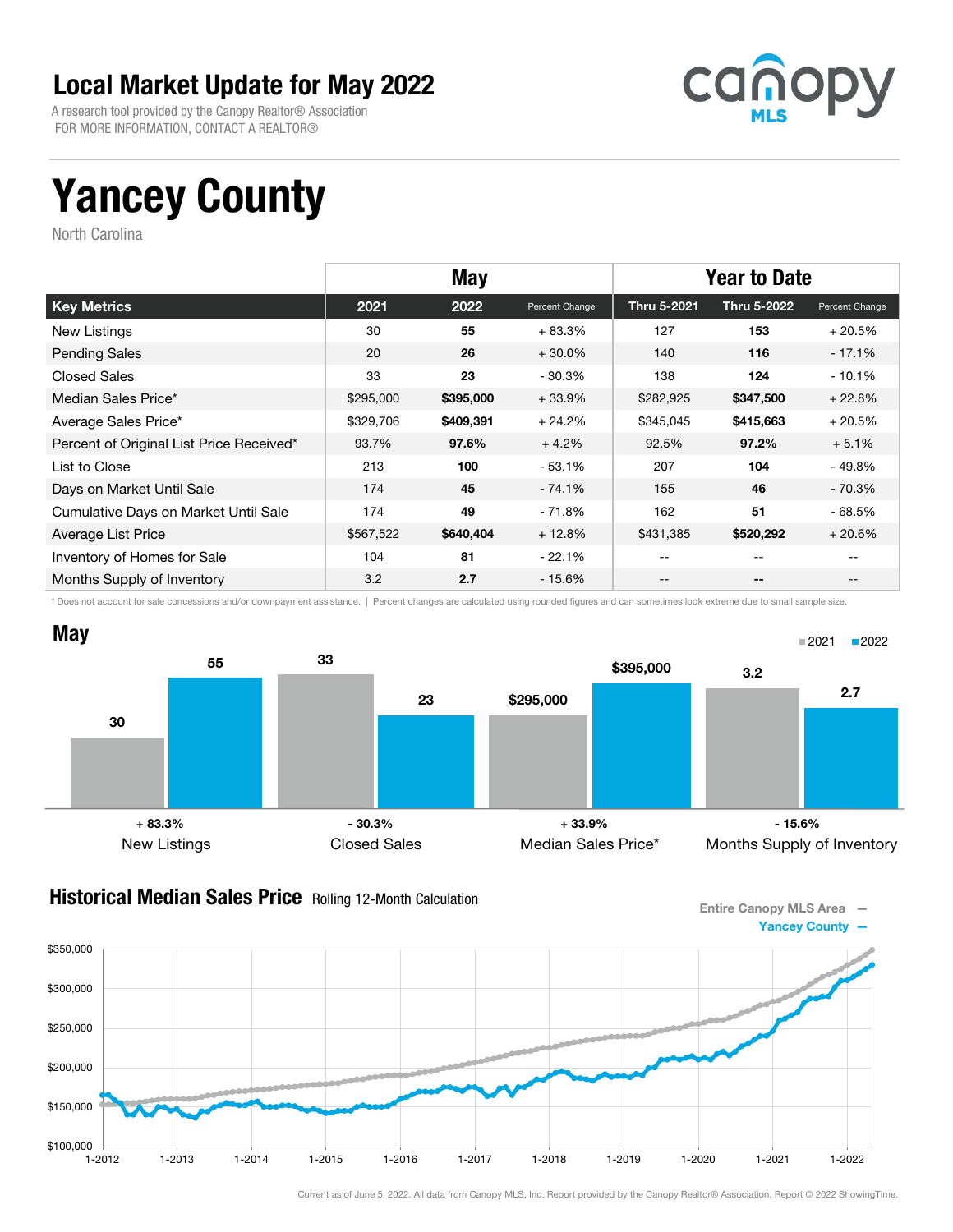# Local Market Update for May 2022

A research tool provided by the Canopy Realtor® Association
FOR MORE INFORMATION, CONTACT A REALTOR®

# Yancey County

North Carolina

| | May | | | Year to Date | | |
|---|---|---|---|---|---|---|
| **Key Metrics** | **2021** | **2022** | **Percent Change** | **Thru 5-2021** | **Thru 5-2022** | **Percent Change** |
| New Listings | 30 | **55** | + 83.3% | 127 | **153** | + 20.5% |
| Pending Sales | 20 | **26** | + 30.0% | 140 | **116** | - 17.1% |
| Closed Sales | 33 | **23** | - 30.3% | 138 | **124** | - 10.1% |
| Median Sales Price* | $295,000 | **$395,000** | + 33.9% | $282,925 | **$347,500** | + 22.8% |
| Average Sales Price* | $329,706 | **$409,391** | + 24.2% | $345,045 | **$415,663** | + 20.5% |
| Percent of Original List Price Received* | 93.7% | **97.6%** | + 4.2% | 92.5% | **97.2%** | + 5.1% |
| List to Close | 213 | **100** | - 53.1% | 207 | **104** | - 49.8% |
| Days on Market Until Sale | 174 | **45** | - 74.1% | 155 | **46** | - 70.3% |
| Cumulative Days on Market Until Sale | 174 | **49** | - 71.8% | 162 | **51** | - 68.5% |
| Average List Price | $567,522 | **$640,404** | + 12.8% | $431,385 | **$520,292** | + 20.6% |
| Inventory of Homes for Sale | 104 | **81** | - 22.1% | -- | -- | -- |
| Months Supply of Inventory | 3.2 | **2.7** | - 15.6% | -- | -- | -- |

* Does not account for sale concessions and/or downpayment assistance. | Percent changes are calculated using rounded figures and can sometimes look extreme due to small sample size.

## May

| | 2021 | 2022 | Change |
|---|---|---|---|
| New Listings | 30 | 55 | + 83.3% |
| Closed Sales | 33 | 23 | - 30.3% |
| Median Sales Price* | $295,000 | $395,000 | + 33.9% |
| Months Supply of Inventory | 3.2 | 2.7 | - 15.6% |

## Historical Median Sales Price Rolling 12-Month Calculation

Entire Canopy MLS Area —
Yancey County —

Current as of June 5, 2022. All data from Canopy MLS, Inc. Report provided by the Canopy Realtor® Association. Report © 2022 ShowingTime.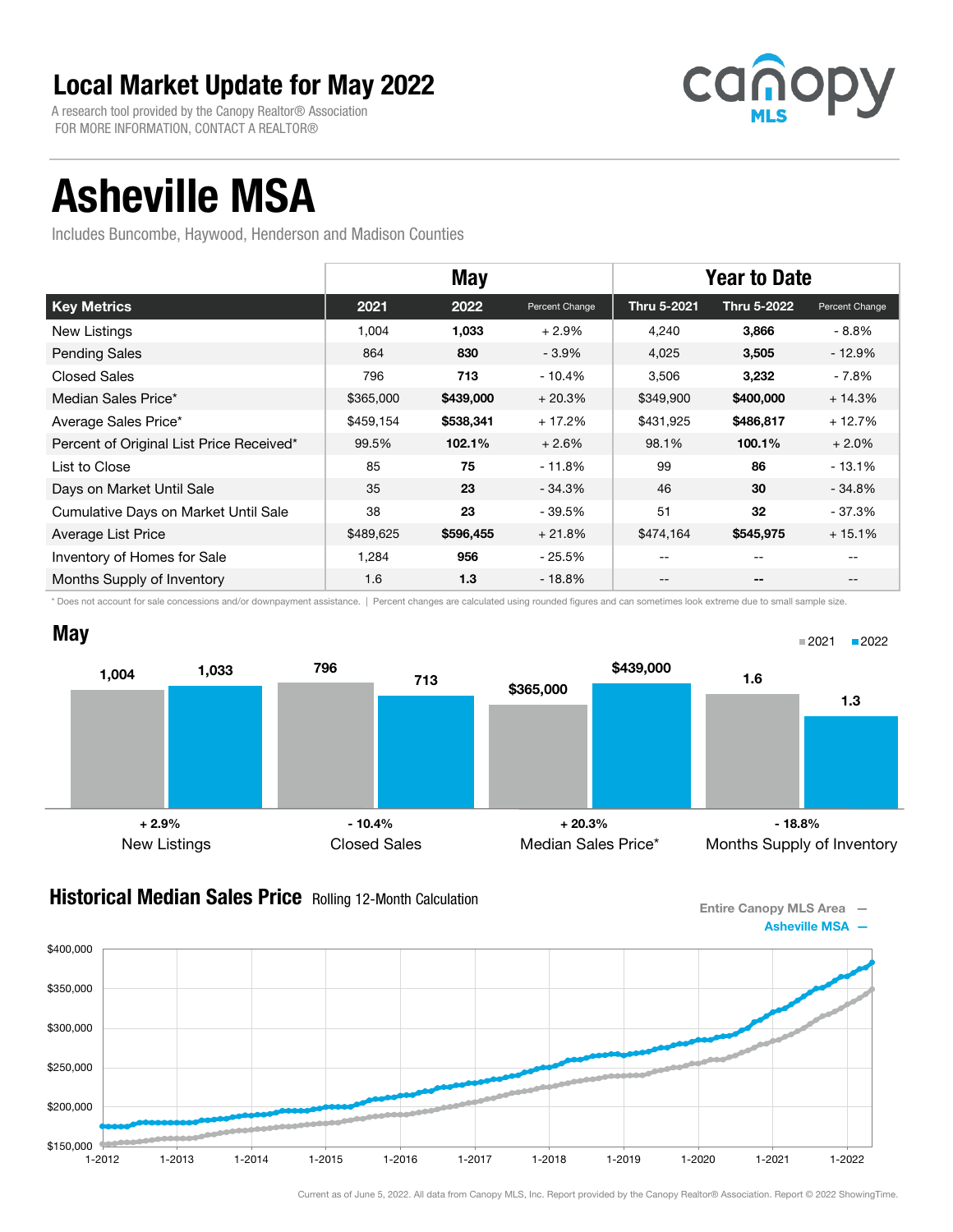# Local Market Update for May 2022

A research tool provided by the Canopy Realtor® Association
FOR MORE INFORMATION, CONTACT A REALTOR®

canopy MLS

# Asheville MSA

Includes Buncombe, Haywood, Henderson and Madison Counties

| | May | | | Year to Date | | |
|---|---|---|---|---|---|---|
| **Key Metrics** | **2021** | **2022** | **Percent Change** | **Thru 5-2021** | **Thru 5-2022** | **Percent Change** |
| New Listings | 1,004 | **1,033** | + 2.9% | 4,240 | **3,866** | - 8.8% |
| Pending Sales | 864 | **830** | - 3.9% | 4,025 | **3,505** | - 12.9% |
| Closed Sales | 796 | **713** | - 10.4% | 3,506 | **3,232** | - 7.8% |
| Median Sales Price* | $365,000 | **$439,000** | + 20.3% | $349,900 | **$400,000** | + 14.3% |
| Average Sales Price* | $459,154 | **$538,341** | + 17.2% | $431,925 | **$486,817** | + 12.7% |
| Percent of Original List Price Received* | 99.5% | **102.1%** | + 2.6% | 98.1% | **100.1%** | + 2.0% |
| List to Close | 85 | **75** | - 11.8% | 99 | **86** | - 13.1% |
| Days on Market Until Sale | 35 | **23** | - 34.3% | 46 | **30** | - 34.8% |
| Cumulative Days on Market Until Sale | 38 | **23** | - 39.5% | 51 | **32** | - 37.3% |
| Average List Price | $489,625 | **$596,455** | + 21.8% | $474,164 | **$545,975** | + 15.1% |
| Inventory of Homes for Sale | 1,284 | **956** | - 25.5% | -- | -- | -- |
| Months Supply of Inventory | 1.6 | **1.3** | - 18.8% | -- | -- | -- |

\* Does not account for sale concessions and/or downpayment assistance. | Percent changes are calculated using rounded figures and can sometimes look extreme due to small sample size.

## May

2021 2022

1,004 1,033
+ 2.9%
New Listings

796 713
- 10.4%
Closed Sales

$365,000 $439,000
+ 20.3%
Median Sales Price*

1.6 1.3
- 18.8%
Months Supply of Inventory

## Historical Median Sales Price Rolling 12-Month Calculation

Entire Canopy MLS Area —
Asheville MSA —

$400,000
$350,000
$300,000
$250,000
$200,000
$150,000

1-2012 1-2013 1-2014 1-2015 1-2016 1-2017 1-2018 1-2019 1-2020 1-2021 1-2022

Current as of June 5, 2022. All data from Canopy MLS, Inc. Report provided by the Canopy Realtor® Association. Report © 2022 ShowingTime.